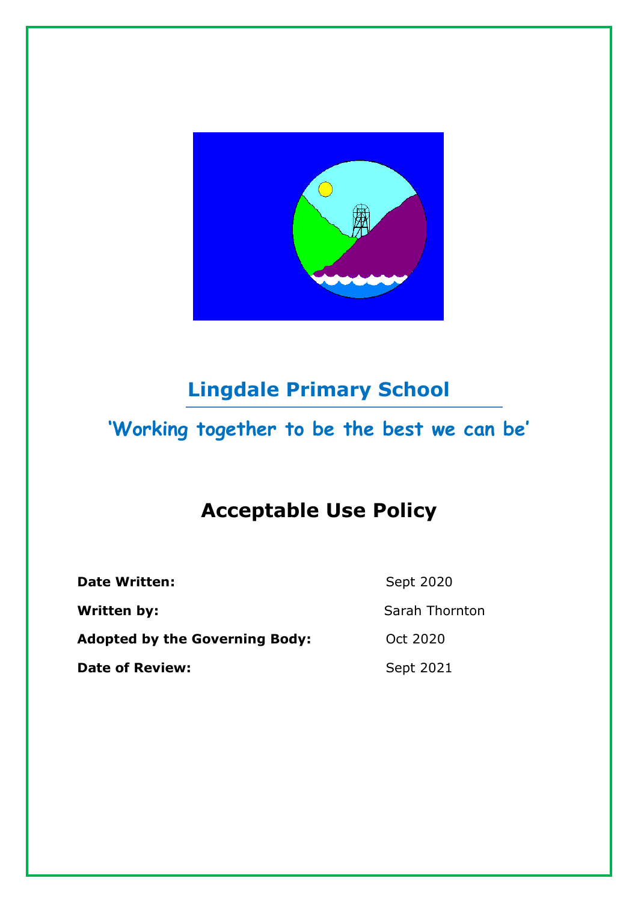# Lingdale Primary School

## 'Working together to be the best we can be'

# Acceptable Use Policy

| | |
|---|---|
| **Date Written:** | Sept 2020 |
| **Written by:** | Sarah Thornton |
| **Adopted by the Governing Body:** | Oct 2020 |
| **Date of Review:** | Sept 2021 |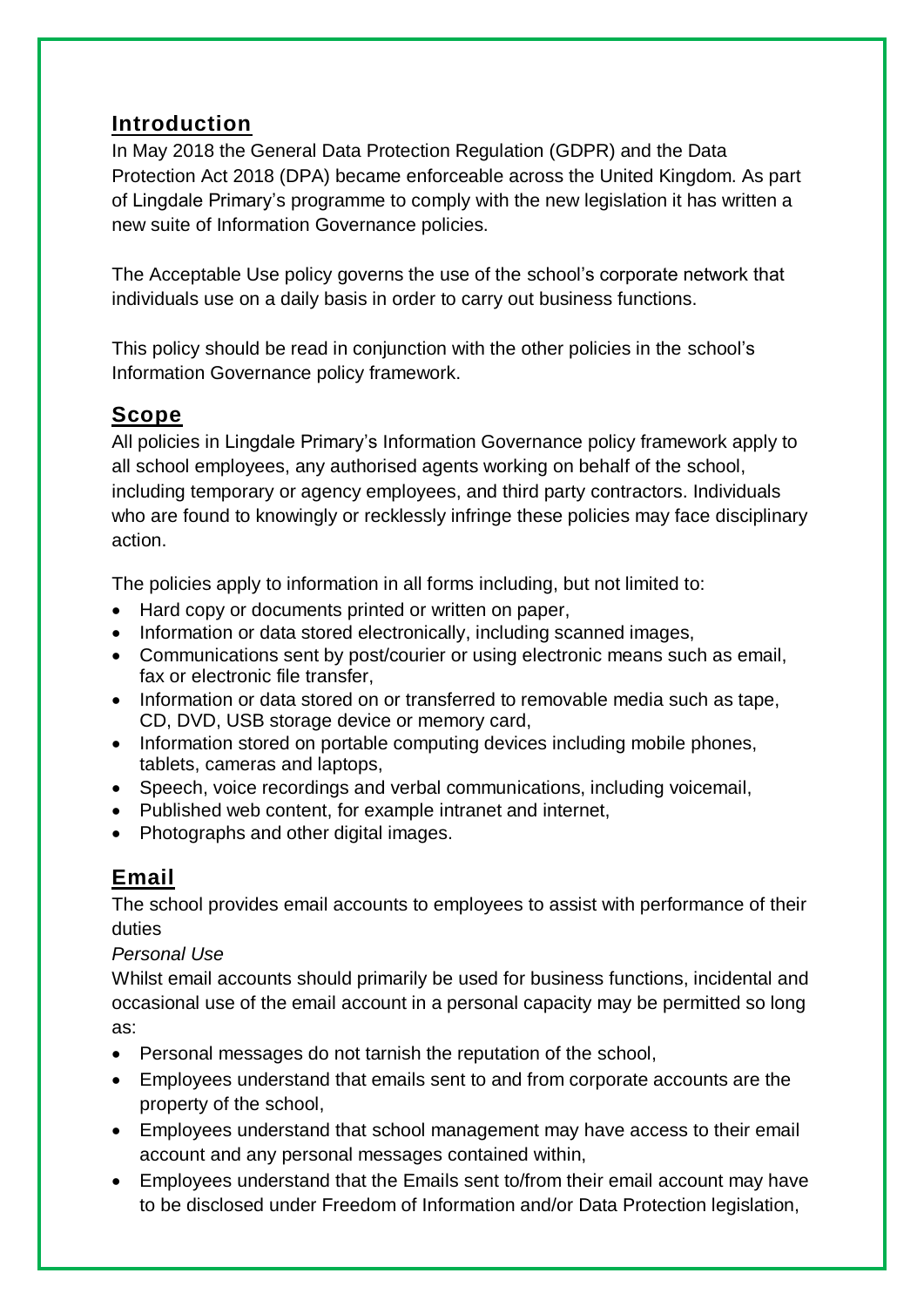## Introduction

In May 2018 the General Data Protection Regulation (GDPR) and the Data Protection Act 2018 (DPA) became enforceable across the United Kingdom. As part of Lingdale Primary's programme to comply with the new legislation it has written a new suite of Information Governance policies.

The Acceptable Use policy governs the use of the school's corporate network that individuals use on a daily basis in order to carry out business functions.

This policy should be read in conjunction with the other policies in the school's Information Governance policy framework.

## Scope

All policies in Lingdale Primary's Information Governance policy framework apply to all school employees, any authorised agents working on behalf of the school, including temporary or agency employees, and third party contractors. Individuals who are found to knowingly or recklessly infringe these policies may face disciplinary action.

The policies apply to information in all forms including, but not limited to:

- Hard copy or documents printed or written on paper,
- Information or data stored electronically, including scanned images,
- Communications sent by post/courier or using electronic means such as email, fax or electronic file transfer,
- Information or data stored on or transferred to removable media such as tape, CD, DVD, USB storage device or memory card,
- Information stored on portable computing devices including mobile phones, tablets, cameras and laptops,
- Speech, voice recordings and verbal communications, including voicemail,
- Published web content, for example intranet and internet,
- Photographs and other digital images.

## Email

The school provides email accounts to employees to assist with performance of their duties

*Personal Use*

Whilst email accounts should primarily be used for business functions, incidental and occasional use of the email account in a personal capacity may be permitted so long as:

- Personal messages do not tarnish the reputation of the school,
- Employees understand that emails sent to and from corporate accounts are the property of the school,
- Employees understand that school management may have access to their email account and any personal messages contained within,
- Employees understand that the Emails sent to/from their email account may have to be disclosed under Freedom of Information and/or Data Protection legislation,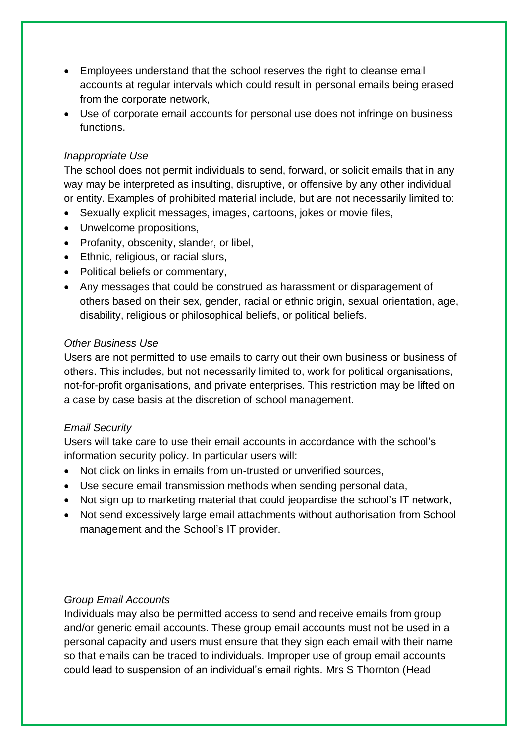- Employees understand that the school reserves the right to cleanse email accounts at regular intervals which could result in personal emails being erased from the corporate network,
- Use of corporate email accounts for personal use does not infringe on business functions.

*Inappropriate Use*

The school does not permit individuals to send, forward, or solicit emails that in any way may be interpreted as insulting, disruptive, or offensive by any other individual or entity. Examples of prohibited material include, but are not necessarily limited to:

- Sexually explicit messages, images, cartoons, jokes or movie files,
- Unwelcome propositions,
- Profanity, obscenity, slander, or libel,
- Ethnic, religious, or racial slurs,
- Political beliefs or commentary,
- Any messages that could be construed as harassment or disparagement of others based on their sex, gender, racial or ethnic origin, sexual orientation, age, disability, religious or philosophical beliefs, or political beliefs.

*Other Business Use*

Users are not permitted to use emails to carry out their own business or business of others. This includes, but not necessarily limited to, work for political organisations, not-for-profit organisations, and private enterprises. This restriction may be lifted on a case by case basis at the discretion of school management.

*Email Security*

Users will take care to use their email accounts in accordance with the school's information security policy. In particular users will:

- Not click on links in emails from un-trusted or unverified sources,
- Use secure email transmission methods when sending personal data,
- Not sign up to marketing material that could jeopardise the school's IT network,
- Not send excessively large email attachments without authorisation from School management and the School's IT provider.

*Group Email Accounts*

Individuals may also be permitted access to send and receive emails from group and/or generic email accounts. These group email accounts must not be used in a personal capacity and users must ensure that they sign each email with their name so that emails can be traced to individuals. Improper use of group email accounts could lead to suspension of an individual's email rights. Mrs S Thornton (Head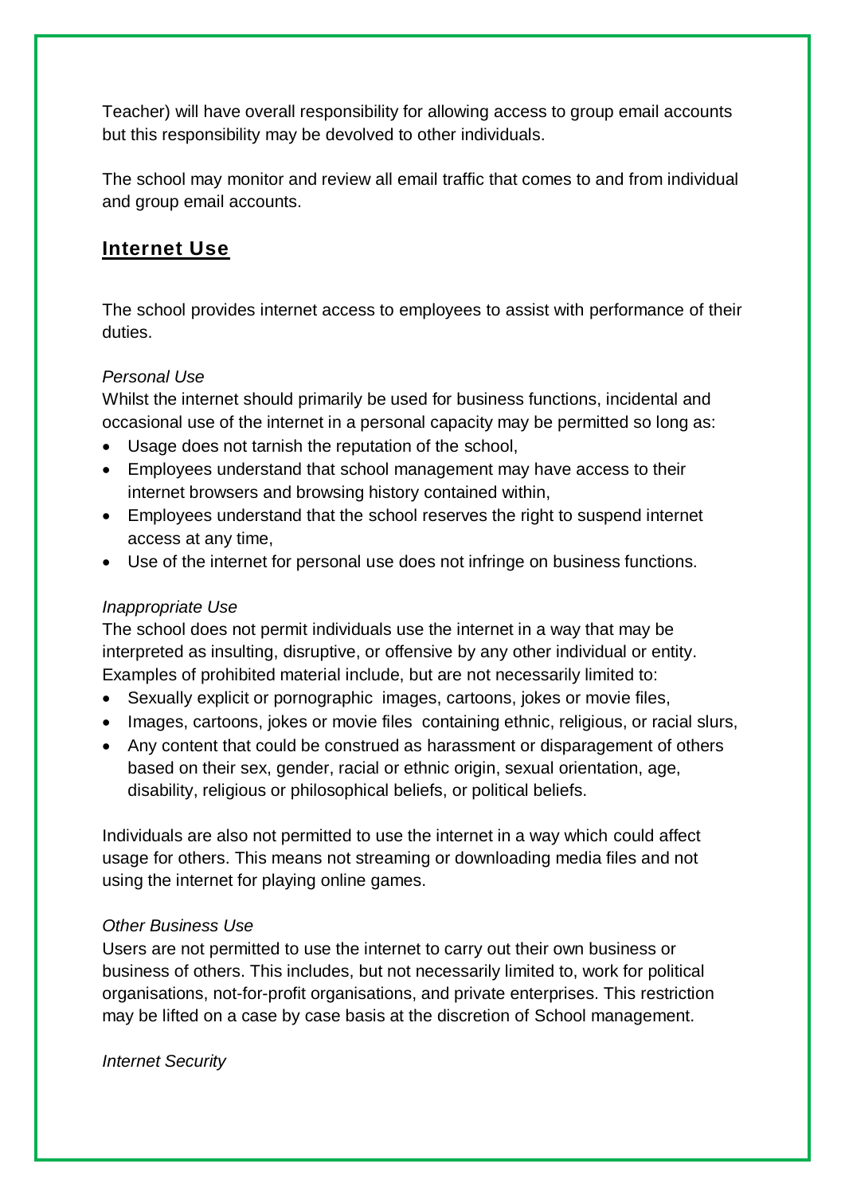Teacher) will have overall responsibility for allowing access to group email accounts but this responsibility may be devolved to other individuals.

The school may monitor and review all email traffic that comes to and from individual and group email accounts.

## Internet Use

The school provides internet access to employees to assist with performance of their duties.

*Personal Use*

Whilst the internet should primarily be used for business functions, incidental and occasional use of the internet in a personal capacity may be permitted so long as:

- Usage does not tarnish the reputation of the school,
- Employees understand that school management may have access to their internet browsers and browsing history contained within,
- Employees understand that the school reserves the right to suspend internet access at any time,
- Use of the internet for personal use does not infringe on business functions.

*Inappropriate Use*

The school does not permit individuals use the internet in a way that may be interpreted as insulting, disruptive, or offensive by any other individual or entity. Examples of prohibited material include, but are not necessarily limited to:

- Sexually explicit or pornographic images, cartoons, jokes or movie files,
- Images, cartoons, jokes or movie files containing ethnic, religious, or racial slurs,
- Any content that could be construed as harassment or disparagement of others based on their sex, gender, racial or ethnic origin, sexual orientation, age, disability, religious or philosophical beliefs, or political beliefs.

Individuals are also not permitted to use the internet in a way which could affect usage for others. This means not streaming or downloading media files and not using the internet for playing online games.

*Other Business Use*

Users are not permitted to use the internet to carry out their own business or business of others. This includes, but not necessarily limited to, work for political organisations, not-for-profit organisations, and private enterprises. This restriction may be lifted on a case by case basis at the discretion of School management.

*Internet Security*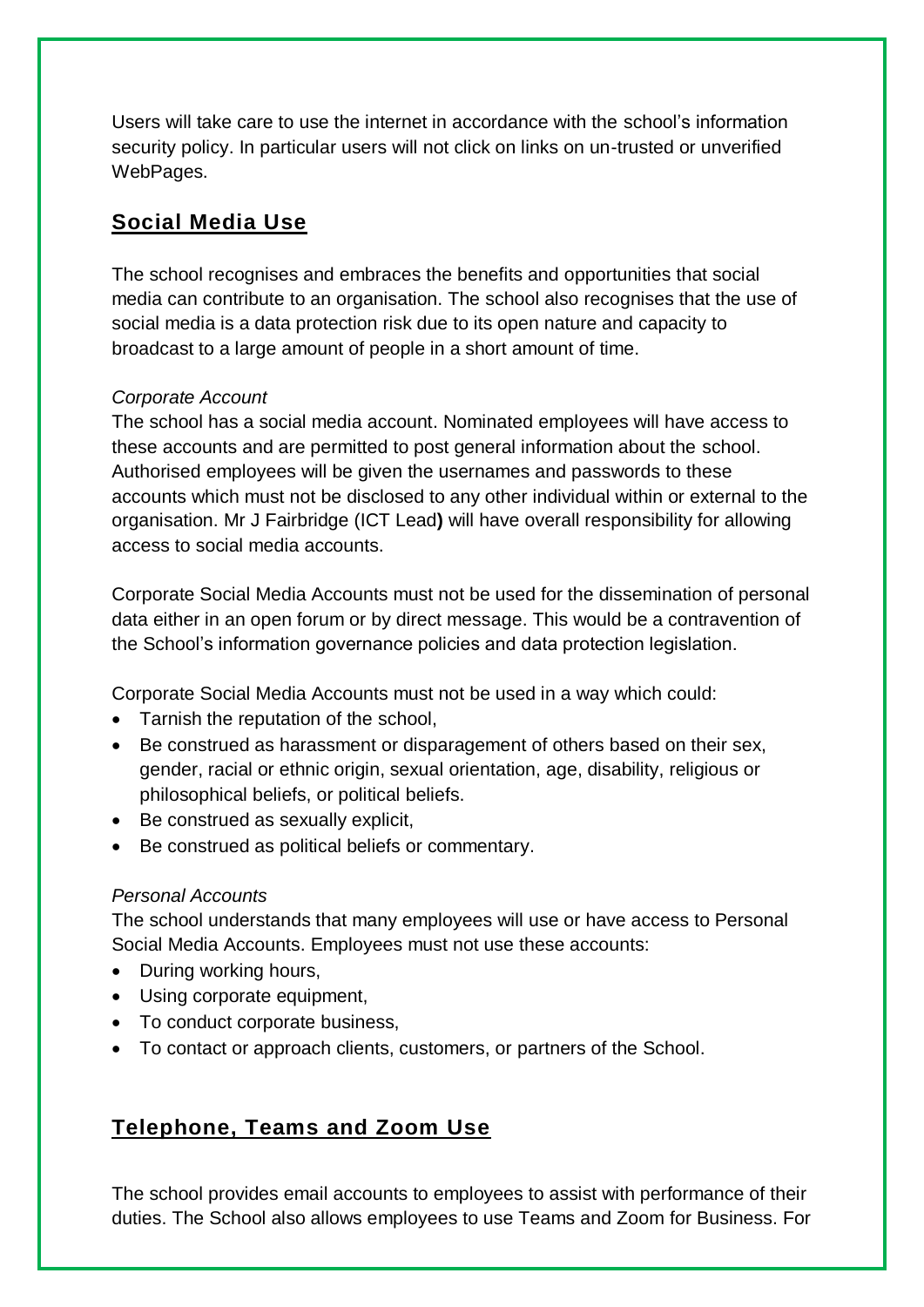Users will take care to use the internet in accordance with the school's information security policy. In particular users will not click on links on un-trusted or unverified WebPages.

## **Social Media Use**

The school recognises and embraces the benefits and opportunities that social media can contribute to an organisation. The school also recognises that the use of social media is a data protection risk due to its open nature and capacity to broadcast to a large amount of people in a short amount of time.

*Corporate Account*

The school has a social media account. Nominated employees will have access to these accounts and are permitted to post general information about the school. Authorised employees will be given the usernames and passwords to these accounts which must not be disclosed to any other individual within or external to the organisation. Mr J Fairbridge (ICT Lead**)** will have overall responsibility for allowing access to social media accounts.

Corporate Social Media Accounts must not be used for the dissemination of personal data either in an open forum or by direct message. This would be a contravention of the School's information governance policies and data protection legislation.

Corporate Social Media Accounts must not be used in a way which could:

- Tarnish the reputation of the school,
- Be construed as harassment or disparagement of others based on their sex, gender, racial or ethnic origin, sexual orientation, age, disability, religious or philosophical beliefs, or political beliefs.
- Be construed as sexually explicit,
- Be construed as political beliefs or commentary.

*Personal Accounts*

The school understands that many employees will use or have access to Personal Social Media Accounts. Employees must not use these accounts:

- During working hours,
- Using corporate equipment,
- To conduct corporate business,
- To contact or approach clients, customers, or partners of the School.

## **Telephone, Teams and Zoom Use**

The school provides email accounts to employees to assist with performance of their duties. The School also allows employees to use Teams and Zoom for Business. For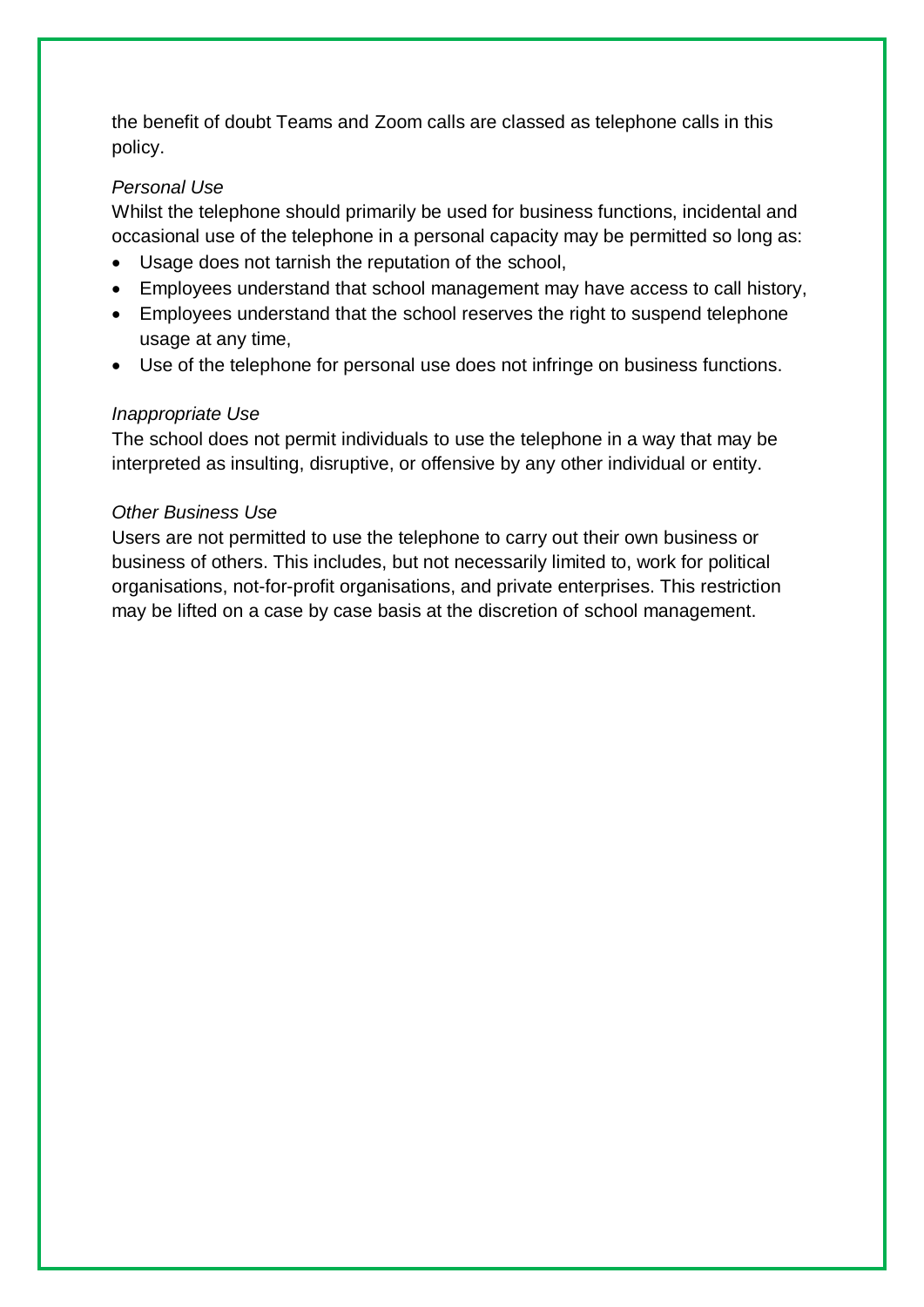the benefit of doubt Teams and Zoom calls are classed as telephone calls in this policy.

*Personal Use*

Whilst the telephone should primarily be used for business functions, incidental and occasional use of the telephone in a personal capacity may be permitted so long as:

- Usage does not tarnish the reputation of the school,
- Employees understand that school management may have access to call history,
- Employees understand that the school reserves the right to suspend telephone usage at any time,
- Use of the telephone for personal use does not infringe on business functions.

*Inappropriate Use*

The school does not permit individuals to use the telephone in a way that may be interpreted as insulting, disruptive, or offensive by any other individual or entity.

*Other Business Use*

Users are not permitted to use the telephone to carry out their own business or business of others. This includes, but not necessarily limited to, work for political organisations, not-for-profit organisations, and private enterprises. This restriction may be lifted on a case by case basis at the discretion of school management.